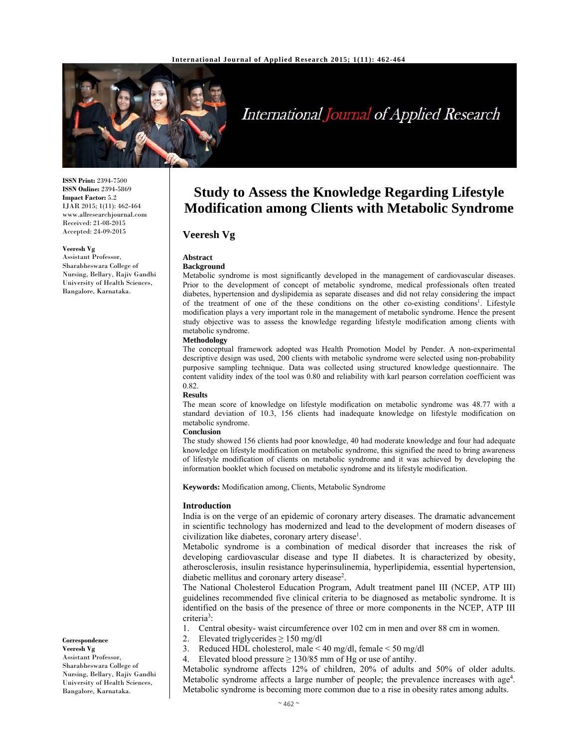# Study to Assess the Knowledge Regarding Lifestyle Modification among Clients with Metabolic Syndrome

**Veeresh Vg**

ISSN Print: 2394-7500
ISSN Online: 2394-5869
Impact Factor: 5.2
IJAR 2015; 1(11): 462-464
www.allresearchjournal.com
Received: 21-08-2015
Accepted: 24-09-2015

**Veeresh Vg**
Assistant Professor, Sharabheswara College of Nursing, Bellary, Rajiv Gandhi University of Health Sciences, Bangalore, Karnataka.

**Correspondence**
**Veeresh Vg**
Assistant Professor, Sharabheswara College of Nursing, Bellary, Rajiv Gandhi University of Health Sciences, Bangalore, Karnataka.

## Abstract

### Background

Metabolic syndrome is most significantly developed in the management of cardiovascular diseases. Prior to the development of concept of metabolic syndrome, medical professionals often treated diabetes, hypertension and dyslipidemia as separate diseases and did not relay considering the impact of the treatment of one of the these conditions on the other co-existing conditions[1]. Lifestyle modification plays a very important role in the management of metabolic syndrome. Hence the present study objective was to assess the knowledge regarding lifestyle modification among clients with metabolic syndrome.

### Methodology

The conceptual framework adopted was Health Promotion Model by Pender. A non-experimental descriptive design was used, 200 clients with metabolic syndrome were selected using non-probability purposive sampling technique. Data was collected using structured knowledge questionnaire. The content validity index of the tool was 0.80 and reliability with karl pearson correlation coefficient was 0.82.

### Results

The mean score of knowledge on lifestyle modification on metabolic syndrome was 48.77 with a standard deviation of 10.3, 156 clients had inadequate knowledge on lifestyle modification on metabolic syndrome.

### Conclusion

The study showed 156 clients had poor knowledge, 40 had moderate knowledge and four had adequate knowledge on lifestyle modification on metabolic syndrome, this signified the need to bring awareness of lifestyle modification of clients on metabolic syndrome and it was achieved by developing the information booklet which focused on metabolic syndrome and its lifestyle modification.

**Keywords:** Modification among, Clients, Metabolic Syndrome

## Introduction

India is on the verge of an epidemic of coronary artery diseases. The dramatic advancement in scientific technology has modernized and lead to the development of modern diseases of civilization like diabetes, coronary artery disease[1].

Metabolic syndrome is a combination of medical disorder that increases the risk of developing cardiovascular disease and type II diabetes. It is characterized by obesity, atherosclerosis, insulin resistance hyperinsulinemia, hyperlipidemia, essential hypertension, diabetic mellitus and coronary artery disease[2].

The National Cholesterol Education Program, Adult treatment panel III (NCEP, ATP III) guidelines recommended five clinical criteria to be diagnosed as metabolic syndrome. It is identified on the basis of the presence of three or more components in the NCEP, ATP III criteria[3]:

1. Central obesity- waist circumference over 102 cm in men and over 88 cm in women.
2. Elevated triglycerides ≥ 150 mg/dl
3. Reduced HDL cholesterol, male < 40 mg/dl, female < 50 mg/dl
4. Elevated blood pressure ≥ 130/85 mm of Hg or use of antihy.

Metabolic syndrome affects 12% of children, 20% of adults and 50% of older adults. Metabolic syndrome affects a large number of people; the prevalence increases with age[4]. Metabolic syndrome is becoming more common due to a rise in obesity rates among adults.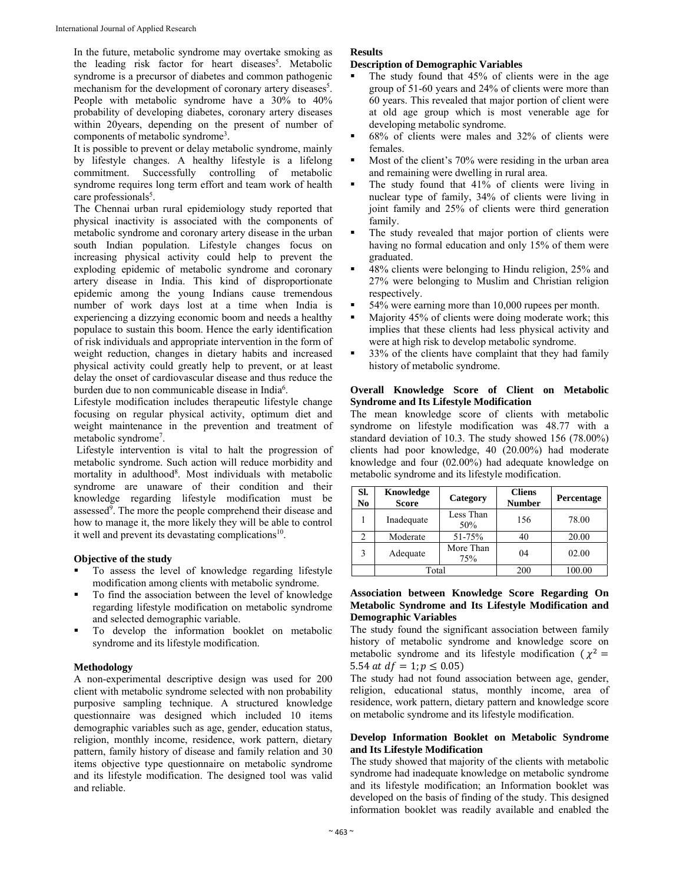In the future, metabolic syndrome may overtake smoking as the leading risk factor for heart diseases[5]. Metabolic syndrome is a precursor of diabetes and common pathogenic mechanism for the development of coronary artery diseases[5]. People with metabolic syndrome have a 30% to 40% probability of developing diabetes, coronary artery diseases within 20years, depending on the present of number of components of metabolic syndrome[3].

It is possible to prevent or delay metabolic syndrome, mainly by lifestyle changes. A healthy lifestyle is a lifelong commitment. Successfully controlling of metabolic syndrome requires long term effort and team work of health care professionals[5].

The Chennai urban rural epidemiology study reported that physical inactivity is associated with the components of metabolic syndrome and coronary artery disease in the urban south Indian population. Lifestyle changes focus on increasing physical activity could help to prevent the exploding epidemic of metabolic syndrome and coronary artery disease in India. This kind of disproportionate epidemic among the young Indians cause tremendous number of work days lost at a time when India is experiencing a dizzying economic boom and needs a healthy populace to sustain this boom. Hence the early identification of risk individuals and appropriate intervention in the form of weight reduction, changes in dietary habits and increased physical activity could greatly help to prevent, or at least delay the onset of cardiovascular disease and thus reduce the burden due to non communicable disease in India[6].

Lifestyle modification includes therapeutic lifestyle change focusing on regular physical activity, optimum diet and weight maintenance in the prevention and treatment of metabolic syndrome[7].

Lifestyle intervention is vital to halt the progression of metabolic syndrome. Such action will reduce morbidity and mortality in adulthood[8]. Most individuals with metabolic syndrome are unaware of their condition and their knowledge regarding lifestyle modification must be assessed[9]. The more the people comprehend their disease and how to manage it, the more likely they will be able to control it well and prevent its devastating complications[10].

**Objective of the study**

- To assess the level of knowledge regarding lifestyle modification among clients with metabolic syndrome.
- To find the association between the level of knowledge regarding lifestyle modification on metabolic syndrome and selected demographic variable.
- To develop the information booklet on metabolic syndrome and its lifestyle modification.

**Methodology**

A non-experimental descriptive design was used for 200 client with metabolic syndrome selected with non probability purposive sampling technique. A structured knowledge questionnaire was designed which included 10 items demographic variables such as age, gender, education status, religion, monthly income, residence, work pattern, dietary pattern, family history of disease and family relation and 30 items objective type questionnaire on metabolic syndrome and its lifestyle modification. The designed tool was valid and reliable.

**Results**

**Description of Demographic Variables**

- The study found that 45% of clients were in the age group of 51-60 years and 24% of clients were more than 60 years. This revealed that major portion of client were at old age group which is most venerable age for developing metabolic syndrome.
- 68% of clients were males and 32% of clients were females.
- Most of the client's 70% were residing in the urban area and remaining were dwelling in rural area.
- The study found that 41% of clients were living in nuclear type of family, 34% of clients were living in joint family and 25% of clients were third generation family.
- The study revealed that major portion of clients were having no formal education and only 15% of them were graduated.
- 48% clients were belonging to Hindu religion, 25% and 27% were belonging to Muslim and Christian religion respectively.
- 54% were earning more than 10,000 rupees per month.
- Majority 45% of clients were doing moderate work; this implies that these clients had less physical activity and were at high risk to develop metabolic syndrome.
- 33% of the clients have complaint that they had family history of metabolic syndrome.

**Overall Knowledge Score of Client on Metabolic Syndrome and Its Lifestyle Modification**

The mean knowledge score of clients with metabolic syndrome on lifestyle modification was 48.77 with a standard deviation of 10.3. The study showed 156 (78.00%) clients had poor knowledge, 40 (20.00%) had moderate knowledge and four (02.00%) had adequate knowledge on metabolic syndrome and its lifestyle modification.

| Sl. No | Knowledge Score | Category | Cliens Number | Percentage |
|---|---|---|---|---|
| 1 | Inadequate | Less Than 50% | 156 | 78.00 |
| 2 | Moderate | 51-75% | 40 | 20.00 |
| 3 | Adequate | More Than 75% | 04 | 02.00 |
| | Total | | 200 | 100.00 |

**Association between Knowledge Score Regarding On Metabolic Syndrome and Its Lifestyle Modification and Demographic Variables**

The study found the significant association between family history of metabolic syndrome and knowledge score on metabolic syndrome and its lifestyle modification ($\chi^2 = 5.54$ $at\ df = 1; p \leq 0.05$)

The study had not found association between age, gender, religion, educational status, monthly income, area of residence, work pattern, dietary pattern and knowledge score on metabolic syndrome and its lifestyle modification.

**Develop Information Booklet on Metabolic Syndrome and Its Lifestyle Modification**

The study showed that majority of the clients with metabolic syndrome had inadequate knowledge on metabolic syndrome and its lifestyle modification; an Information booklet was developed on the basis of finding of the study. This designed information booklet was readily available and enabled the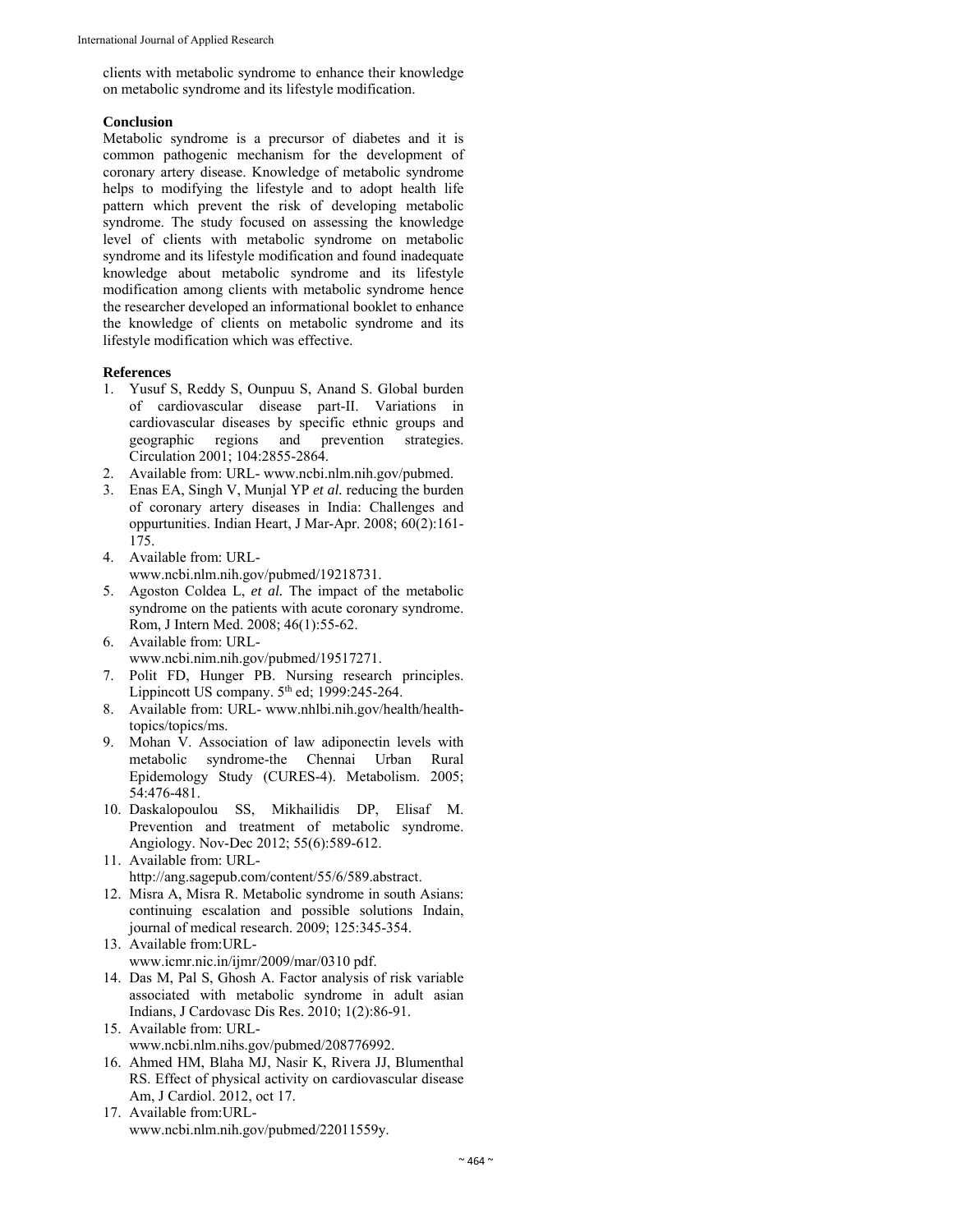clients with metabolic syndrome to enhance their knowledge on metabolic syndrome and its lifestyle modification.

## Conclusion

Metabolic syndrome is a precursor of diabetes and it is common pathogenic mechanism for the development of coronary artery disease. Knowledge of metabolic syndrome helps to modifying the lifestyle and to adopt health life pattern which prevent the risk of developing metabolic syndrome. The study focused on assessing the knowledge level of clients with metabolic syndrome on metabolic syndrome and its lifestyle modification and found inadequate knowledge about metabolic syndrome and its lifestyle modification among clients with metabolic syndrome hence the researcher developed an informational booklet to enhance the knowledge of clients on metabolic syndrome and its lifestyle modification which was effective.

## References

1. Yusuf S, Reddy S, Ounpuu S, Anand S. Global burden of cardiovascular disease part-II. Variations in cardiovascular diseases by specific ethnic groups and geographic regions and prevention strategies. Circulation 2001; 104:2855-2864.
2. Available from: URL- www.ncbi.nlm.nih.gov/pubmed.
3. Enas EA, Singh V, Munjal YP *et al.* reducing the burden of coronary artery diseases in India: Challenges and oppurtunities. Indian Heart, J Mar-Apr. 2008; 60(2):161-175.
4. Available from: URL- www.ncbi.nlm.nih.gov/pubmed/19218731.
5. Agoston Coldea L, *et al.* The impact of the metabolic syndrome on the patients with acute coronary syndrome. Rom, J Intern Med. 2008; 46(1):55-62.
6. Available from: URL- www.ncbi.nim.nih.gov/pubmed/19517271.
7. Polit FD, Hunger PB. Nursing research principles. Lippincott US company. 5th ed; 1999:245-264.
8. Available from: URL- www.nhlbi.nih.gov/health/health-topics/topics/ms.
9. Mohan V. Association of law adiponectin levels with metabolic syndrome-the Chennai Urban Rural Epidemology Study (CURES-4). Metabolism. 2005; 54:476-481.
10. Daskalopoulou SS, Mikhailidis DP, Elisaf M. Prevention and treatment of metabolic syndrome. Angiology. Nov-Dec 2012; 55(6):589-612.
11. Available from: URL- http://ang.sagepub.com/content/55/6/589.abstract.
12. Misra A, Misra R. Metabolic syndrome in south Asians: continuing escalation and possible solutions Indain, journal of medical research. 2009; 125:345-354.
13. Available from:URL- www.icmr.nic.in/ijmr/2009/mar/0310 pdf.
14. Das M, Pal S, Ghosh A. Factor analysis of risk variable associated with metabolic syndrome in adult asian Indians, J Cardovasc Dis Res. 2010; 1(2):86-91.
15. Available from: URL- www.ncbi.nlm.nihs.gov/pubmed/208776992.
16. Ahmed HM, Blaha MJ, Nasir K, Rivera JJ, Blumenthal RS. Effect of physical activity on cardiovascular disease Am, J Cardiol. 2012, oct 17.
17. Available from:URL- www.ncbi.nlm.nih.gov/pubmed/22011559y.